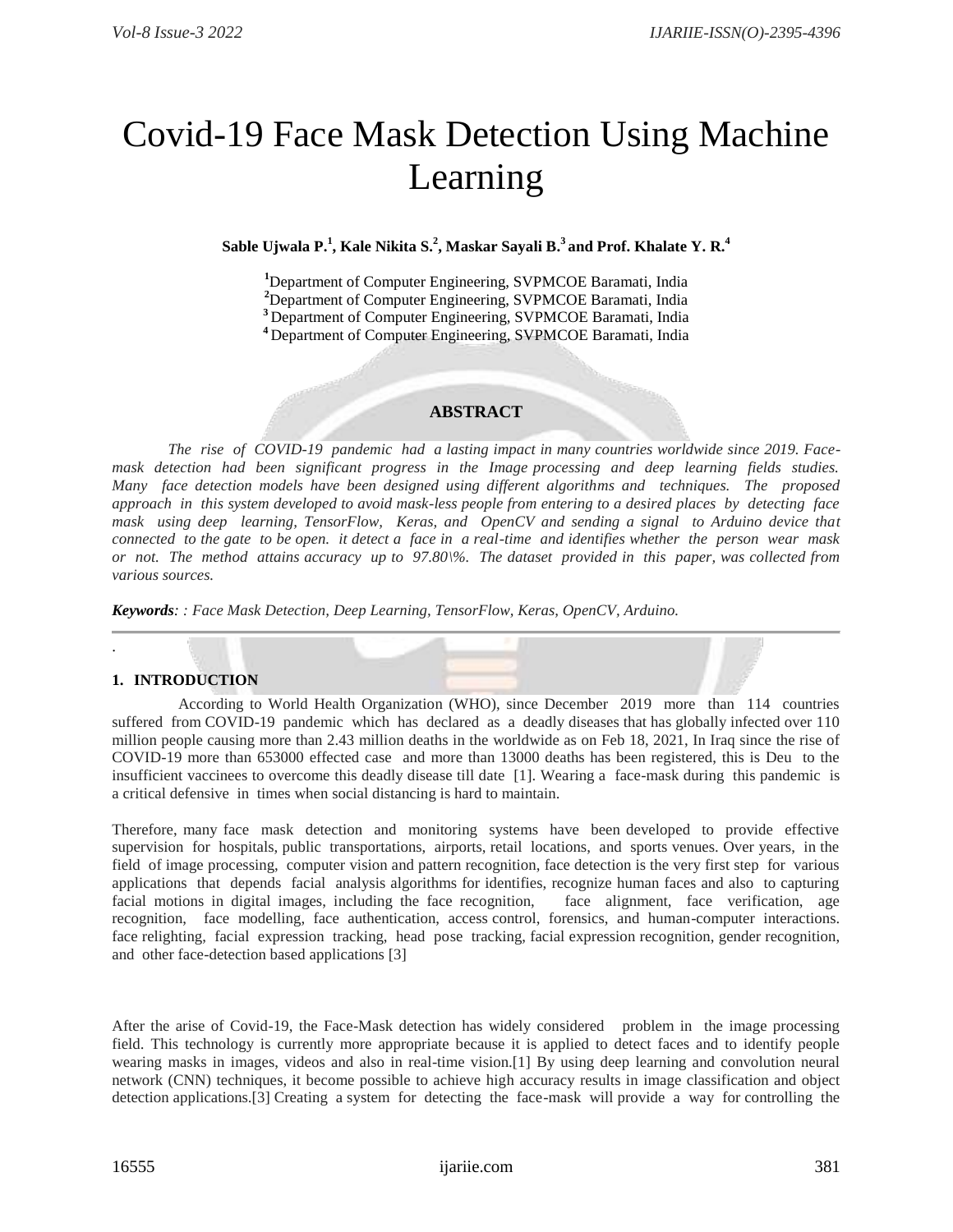# Covid-19 Face Mask Detection Using Machine Learning

**Sable Ujwala P.[1], Kale Nikita S.[2], Maskar Sayali B.[3] and Prof. Khalate Y. R.[4]**

[1]Department of Computer Engineering, SVPMCOE Baramati, India
[2]Department of Computer Engineering, SVPMCOE Baramati, India
[3]Department of Computer Engineering, SVPMCOE Baramati, India
[4]Department of Computer Engineering, SVPMCOE Baramati, India

## ABSTRACT

*The rise of COVID-19 pandemic had a lasting impact in many countries worldwide since 2019. Face-mask detection had been significant progress in the Image processing and deep learning fields studies. Many face detection models have been designed using different algorithms and techniques. The proposed approach in this system developed to avoid mask-less people from entering to a desired places by detecting face mask using deep learning, TensorFlow, Keras, and OpenCV and sending a signal to Arduino device that connected to the gate to be open. it detect a face in a real-time and identifies whether the person wear mask or not. The method attains accuracy up to 97.80\%. The dataset provided in this paper, was collected from various sources.*

***Keywords**: : Face Mask Detection, Deep Learning, TensorFlow, Keras, OpenCV, Arduino.*

.

## 1. INTRODUCTION

According to World Health Organization (WHO), since December 2019 more than 114 countries suffered from COVID-19 pandemic which has declared as a deadly diseases that has globally infected over 110 million people causing more than 2.43 million deaths in the worldwide as on Feb 18, 2021, In Iraq since the rise of COVID-19 more than 653000 effected case and more than 13000 deaths has been registered, this is Deu to the insufficient vaccinees to overcome this deadly disease till date [1]. Wearing a face-mask during this pandemic is a critical defensive in times when social distancing is hard to maintain.

Therefore, many face mask detection and monitoring systems have been developed to provide effective supervision for hospitals, public transportations, airports, retail locations, and sports venues. Over years, in the field of image processing, computer vision and pattern recognition, face detection is the very first step for various applications that depends facial analysis algorithms for identifies, recognize human faces and also to capturing facial motions in digital images, including the face recognition, face alignment, face verification, age recognition, face modelling, face authentication, access control, forensics, and human-computer interactions. face relighting, facial expression tracking, head pose tracking, facial expression recognition, gender recognition, and other face-detection based applications [3]

After the arise of Covid-19, the Face-Mask detection has widely considered problem in the image processing field. This technology is currently more appropriate because it is applied to detect faces and to identify people wearing masks in images, videos and also in real-time vision.[1] By using deep learning and convolution neural network (CNN) techniques, it become possible to achieve high accuracy results in image classification and object detection applications.[3] Creating a system for detecting the face-mask will provide a way for controlling the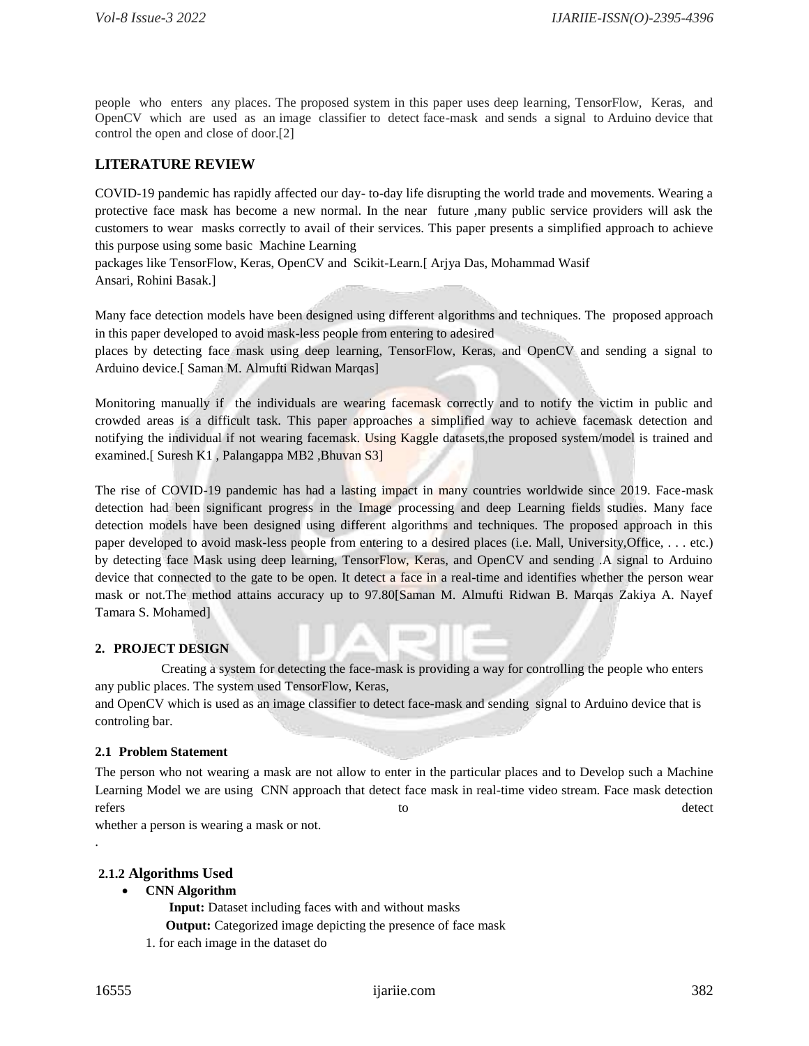people who enters any places. The proposed system in this paper uses deep learning, TensorFlow, Keras, and OpenCV which are used as an image classifier to detect face-mask and sends a signal to Arduino device that control the open and close of door.[2]

## LITERATURE REVIEW

COVID-19 pandemic has rapidly affected our day- to-day life disrupting the world trade and movements. Wearing a protective face mask has become a new normal. In the near future ,many public service providers will ask the customers to wear masks correctly to avail of their services. This paper presents a simplified approach to achieve this purpose using some basic Machine Learning packages like TensorFlow, Keras, OpenCV and Scikit-Learn.[ Arjya Das, Mohammad Wasif Ansari, Rohini Basak.]

Many face detection models have been designed using different algorithms and techniques. The proposed approach in this paper developed to avoid mask-less people from entering to adesired places by detecting face mask using deep learning, TensorFlow, Keras, and OpenCV and sending a signal to Arduino device.[ Saman M. Almufti Ridwan Marqas]

Monitoring manually if the individuals are wearing facemask correctly and to notify the victim in public and crowded areas is a difficult task. This paper approaches a simplified way to achieve facemask detection and notifying the individual if not wearing facemask. Using Kaggle datasets,the proposed system/model is trained and examined.[ Suresh K1 , Palangappa MB2 ,Bhuvan S3]

The rise of COVID-19 pandemic has had a lasting impact in many countries worldwide since 2019. Face-mask detection had been significant progress in the Image processing and deep Learning fields studies. Many face detection models have been designed using different algorithms and techniques. The proposed approach in this paper developed to avoid mask-less people from entering to a desired places (i.e. Mall, University,Office, . . . etc.) by detecting face Mask using deep learning, TensorFlow, Keras, and OpenCV and sending .A signal to Arduino device that connected to the gate to be open. It detect a face in a real-time and identifies whether the person wear mask or not.The method attains accuracy up to 97.80[Saman M. Almufti Ridwan B. Marqas Zakiya A. Nayef Tamara S. Mohamed]

### 2. PROJECT DESIGN

Creating a system for detecting the face-mask is providing a way for controlling the people who enters any public places. The system used TensorFlow, Keras, and OpenCV which is used as an image classifier to detect face-mask and sending signal to Arduino device that is controling bar.

#### 2.1 Problem Statement

The person who not wearing a mask are not allow to enter in the particular places and to Develop such a Machine Learning Model we are using CNN approach that detect face mask in real-time video stream. Face mask detection refers to detect whether a person is wearing a mask or not.

.

#### 2.1.2 Algorithms Used

- **CNN Algorithm**

  **Input:** Dataset including faces with and without masks

  **Output:** Categorized image depicting the presence of face mask

  1. for each image in the dataset do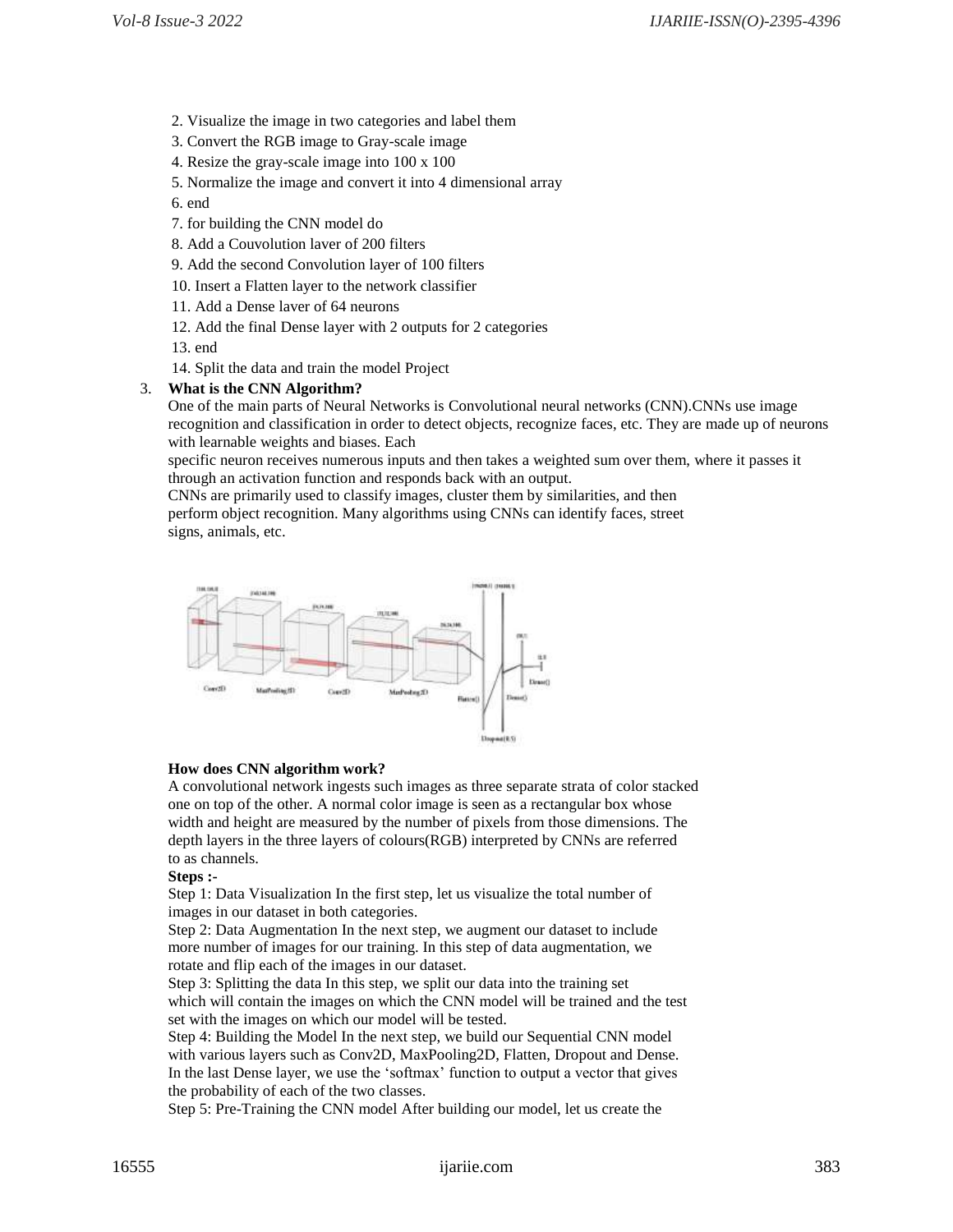2. Visualize the image in two categories and label them
3. Convert the RGB image to Gray-scale image
4. Resize the gray-scale image into 100 x 100
5. Normalize the image and convert it into 4 dimensional array
6. end
7. for building the CNN model do
8. Add a Couvolution laver of 200 filters
9. Add the second Convolution layer of 100 filters
10. Insert a Flatten layer to the network classifier
11. Add a Dense laver of 64 neurons
12. Add the final Dense layer with 2 outputs for 2 categories
13. end
14. Split the data and train the model Project

3. **What is the CNN Algorithm?**

One of the main parts of Neural Networks is Convolutional neural networks (CNN).CNNs use image recognition and classification in order to detect objects, recognize faces, etc. They are made up of neurons with learnable weights and biases. Each specific neuron receives numerous inputs and then takes a weighted sum over them, where it passes it through an activation function and responds back with an output.

CNNs are primarily used to classify images, cluster them by similarities, and then perform object recognition. Many algorithms using CNNs can identify faces, street signs, animals, etc.

**How does CNN algorithm work?**

A convolutional network ingests such images as three separate strata of color stacked one on top of the other. A normal color image is seen as a rectangular box whose width and height are measured by the number of pixels from those dimensions. The depth layers in the three layers of colours(RGB) interpreted by CNNs are referred to as channels.

**Steps :-**

Step 1: Data Visualization In the first step, let us visualize the total number of images in our dataset in both categories.

Step 2: Data Augmentation In the next step, we augment our dataset to include more number of images for our training. In this step of data augmentation, we rotate and flip each of the images in our dataset.

Step 3: Splitting the data In this step, we split our data into the training set which will contain the images on which the CNN model will be trained and the test set with the images on which our model will be tested.

Step 4: Building the Model In the next step, we build our Sequential CNN model with various layers such as Conv2D, MaxPooling2D, Flatten, Dropout and Dense. In the last Dense layer, we use the 'softmax' function to output a vector that gives the probability of each of the two classes.

Step 5: Pre-Training the CNN model After building our model, let us create the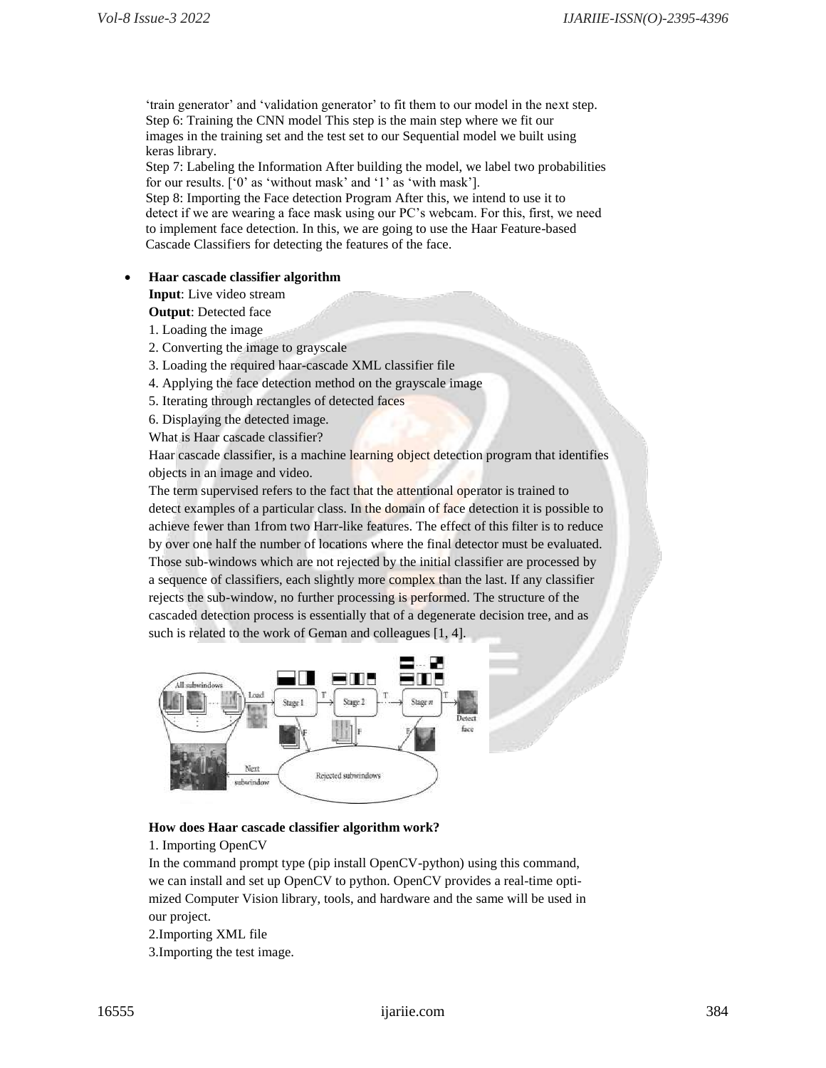'train generator' and 'validation generator' to fit them to our model in the next step.
Step 6: Training the CNN model This step is the main step where we fit our images in the training set and the test set to our Sequential model we built using keras library.
Step 7: Labeling the Information After building the model, we label two probabilities for our results. ['0' as 'without mask' and '1' as 'with mask'].
Step 8: Importing the Face detection Program After this, we intend to use it to detect if we are wearing a face mask using our PC's webcam. For this, first, we need to implement face detection. In this, we are going to use the Haar Feature-based Cascade Classifiers for detecting the features of the face.

- **Haar cascade classifier algorithm**

  **Input**: Live video stream
  **Output**: Detected face

  1. Loading the image
  2. Converting the image to grayscale
  3. Loading the required haar-cascade XML classifier file
  4. Applying the face detection method on the grayscale image
  5. Iterating through rectangles of detected faces
  6. Displaying the detected image.

  What is Haar cascade classifier?

  Haar cascade classifier, is a machine learning object detection program that identifies objects in an image and video.

  The term supervised refers to the fact that the attentional operator is trained to detect examples of a particular class. In the domain of face detection it is possible to achieve fewer than 1from two Harr-like features. The effect of this filter is to reduce by over one half the number of locations where the final detector must be evaluated. Those sub-windows which are not rejected by the initial classifier are processed by a sequence of classifiers, each slightly more complex than the last. If any classifier rejects the sub-window, no further processing is performed. The structure of the cascaded detection process is essentially that of a degenerate decision tree, and as such is related to the work of Geman and colleagues [1, 4].

**How does Haar cascade classifier algorithm work?**

1. Importing OpenCV

In the command prompt type (pip install OpenCV-python) using this command, we can install and set up OpenCV to python. OpenCV provides a real-time optimized Computer Vision library, tools, and hardware and the same will be used in our project.

2.Importing XML file

3.Importing the test image.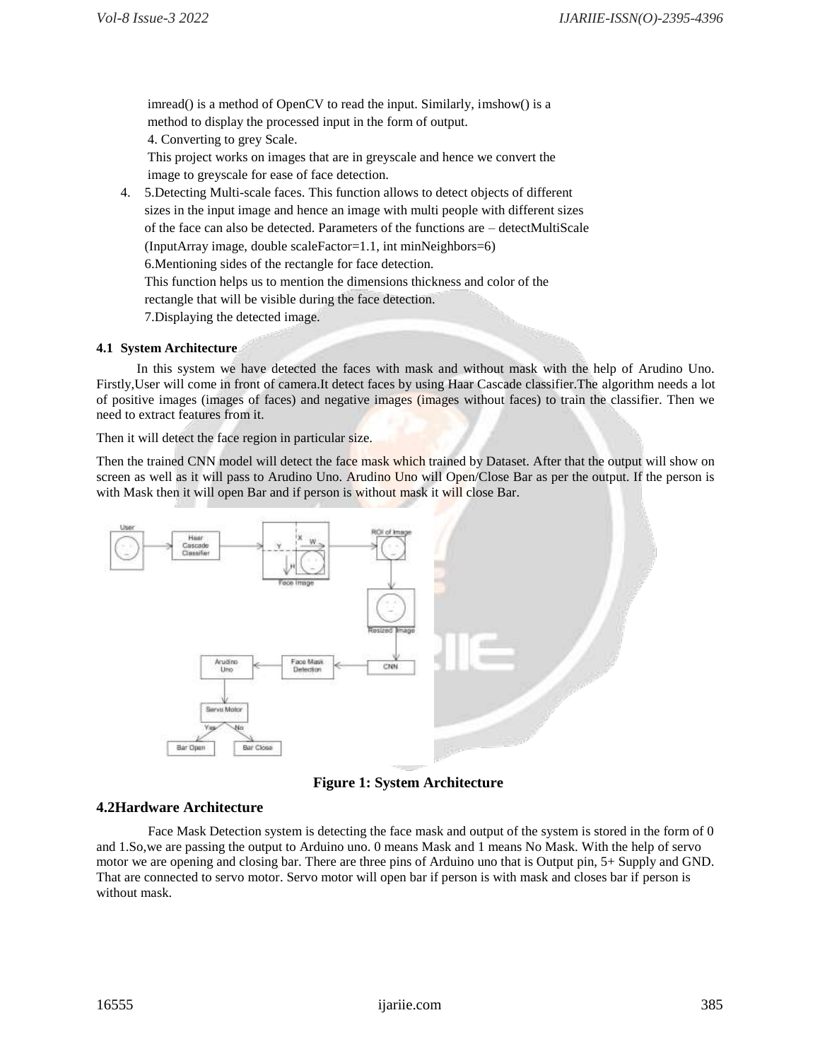imread() is a method of OpenCV to read the input. Similarly, imshow() is a method to display the processed input in the form of output.

4. Converting to grey Scale.

This project works on images that are in greyscale and hence we convert the image to greyscale for ease of face detection.

4. 5.Detecting Multi-scale faces. This function allows to detect objects of different sizes in the input image and hence an image with multi people with different sizes of the face can also be detected. Parameters of the functions are – detectMultiScale (InputArray image, double scaleFactor=1.1, int minNeighbors=6)

6.Mentioning sides of the rectangle for face detection.

This function helps us to mention the dimensions thickness and color of the rectangle that will be visible during the face detection.

7.Displaying the detected image.

#### 4.1 System Architecture

In this system we have detected the faces with mask and without mask with the help of Arudino Uno. Firstly,User will come in front of camera.It detect faces by using Haar Cascade classifier.The algorithm needs a lot of positive images (images of faces) and negative images (images without faces) to train the classifier. Then we need to extract features from it.

Then it will detect the face region in particular size.

Then the trained CNN model will detect the face mask which trained by Dataset. After that the output will show on screen as well as it will pass to Arudino Uno. Arudino Uno will Open/Close Bar as per the output. If the person is with Mask then it will open Bar and if person is without mask it will close Bar.

**Figure 1: System Architecture**

### 4.2Hardware Architecture

Face Mask Detection system is detecting the face mask and output of the system is stored in the form of 0 and 1.So,we are passing the output to Arduino uno. 0 means Mask and 1 means No Mask. With the help of servo motor we are opening and closing bar. There are three pins of Arduino uno that is Output pin, 5+ Supply and GND. That are connected to servo motor. Servo motor will open bar if person is with mask and closes bar if person is without mask.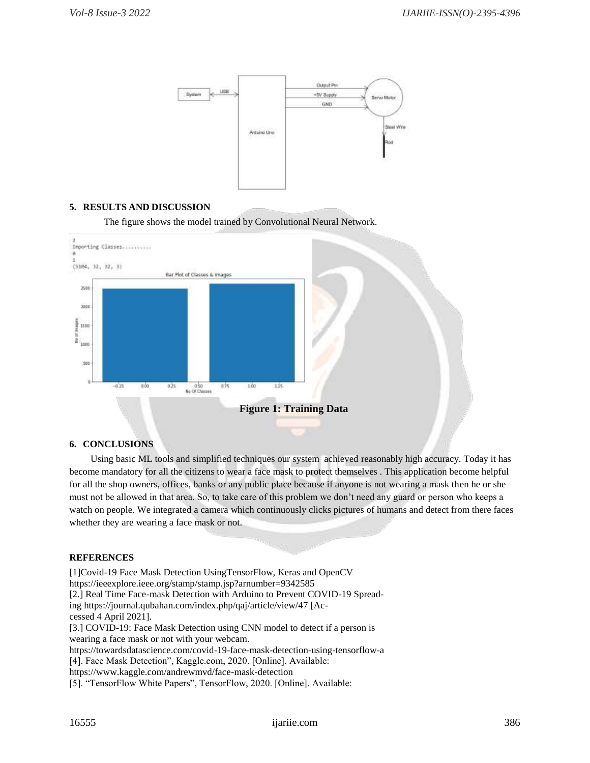## 5. RESULTS AND DISCUSSION

The figure shows the model trained by Convolutional Neural Network.

**Figure 1: Training Data**

## 6. CONCLUSIONS

Using basic ML tools and simplified techniques our system achieved reasonably high accuracy. Today it has become mandatory for all the citizens to wear a face mask to protect themselves . This application become helpful for all the shop owners, offices, banks or any public place because if anyone is not wearing a mask then he or she must not be allowed in that area. So, to take care of this problem we don't need any guard or person who keeps a watch on people. We integrated a camera which continuously clicks pictures of humans and detect from there faces whether they are wearing a face mask or not.

## REFERENCES

[1]Covid-19 Face Mask Detection UsingTensorFlow, Keras and OpenCV https://ieeexplore.ieee.org/stamp/stamp.jsp?arnumber=9342585

[2.] Real Time Face-mask Detection with Arduino to Prevent COVID-19 Spreading https://journal.qubahan.com/index.php/qaj/article/view/47 [Accessed 4 April 2021].

[3.] COVID-19: Face Mask Detection using CNN model to detect if a person is wearing a face mask or not with your webcam. https://towardsdatascience.com/covid-19-face-mask-detection-using-tensorflow-a

[4]. Face Mask Detection", Kaggle.com, 2020. [Online]. Available: https://www.kaggle.com/andrewmvd/face-mask-detection

[5]. "TensorFlow White Papers", TensorFlow, 2020. [Online]. Available: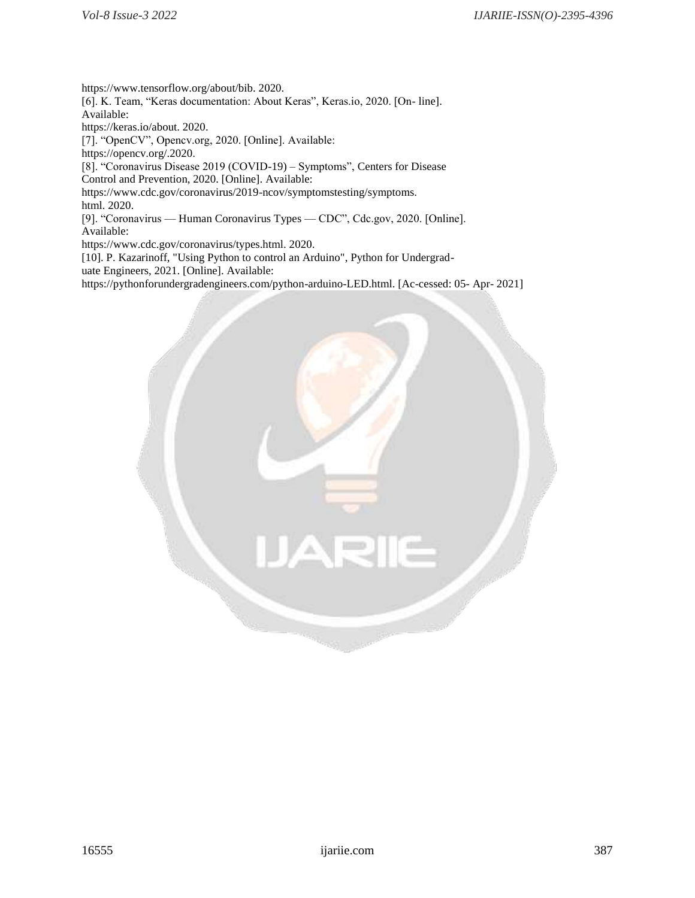https://www.tensorflow.org/about/bib. 2020.

[6]. K. Team, "Keras documentation: About Keras", Keras.io, 2020. [On- line]. Available:
https://keras.io/about. 2020.

[7]. "OpenCV", Opencv.org, 2020. [Online]. Available:
https://opencv.org/.2020.

[8]. "Coronavirus Disease 2019 (COVID-19) – Symptoms", Centers for Disease Control and Prevention, 2020. [Online]. Available:
https://www.cdc.gov/coronavirus/2019-ncov/symptomstesting/symptoms.html. 2020.

[9]. "Coronavirus — Human Coronavirus Types — CDC", Cdc.gov, 2020. [Online]. Available:
https://www.cdc.gov/coronavirus/types.html. 2020.

[10]. P. Kazarinoff, "Using Python to control an Arduino", Python for Undergrad-uate Engineers, 2021. [Online]. Available:
https://pythonforundergradengineers.com/python-arduino-LED.html. [Ac-cessed: 05- Apr- 2021]